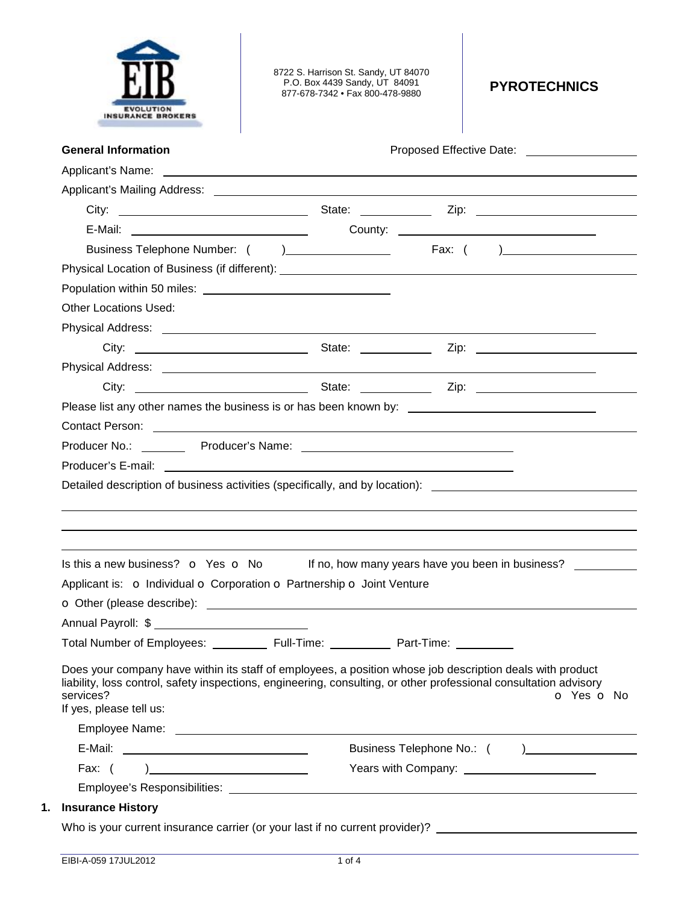EIB EVOLUTION INSURANCE BROKERS

8722 S. Harrison St. Sandy, UT 84070
P.O. Box 4439 Sandy, UT 84091
877-678-7342 • Fax 800-478-9880

# PYROTECHNICS

**General Information** Proposed Effective Date: ________________

Applicant's Name: ____________________________________________

Applicant's Mailing Address: ____________________________________________

City: ________________ State: __________ Zip: ________________

E-Mail: ________________ County: ________________

Business Telephone Number: ( ) ________________ Fax: ( ) ________________

Physical Location of Business (if different): ____________________________________________

Population within 50 miles: ________________

Other Locations Used:

Physical Address: ____________________________________________

City: ________________ State: __________ Zip: ________________

Physical Address: ____________________________________________

City: ________________ State: __________ Zip: ________________

Please list any other names the business is or has been known by: ________________

Contact Person: ____________________________________________

Producer No.: ________ Producer's Name: ________________

Producer's E-mail: ________________

Detailed description of business activities (specifically, and by location): ________________

____________________________________________

____________________________________________

____________________________________________

Is this a new business? o Yes o No If no, how many years have you been in business? ________

Applicant is: o Individual o Corporation o Partnership o Joint Venture

o Other (please describe): ____________________________________________

Annual Payroll: $ ________________

Total Number of Employees: ________ Full-Time: ________ Part-Time: ________

Does your company have within its staff of employees, a position whose job description deals with product liability, loss control, safety inspections, engineering, consulting, or other professional consultation advisory services? o Yes o No

If yes, please tell us:

Employee Name: ____________________________________________

E-Mail: ________________ Business Telephone No.: ( ) ________________

Fax: ( ) ________________ Years with Company: ________________

Employee's Responsibilities: ____________________________________________

## 1. Insurance History

Who is your current insurance carrier (or your last if no current provider)? ________________

EIBI-A-059 17JUL2012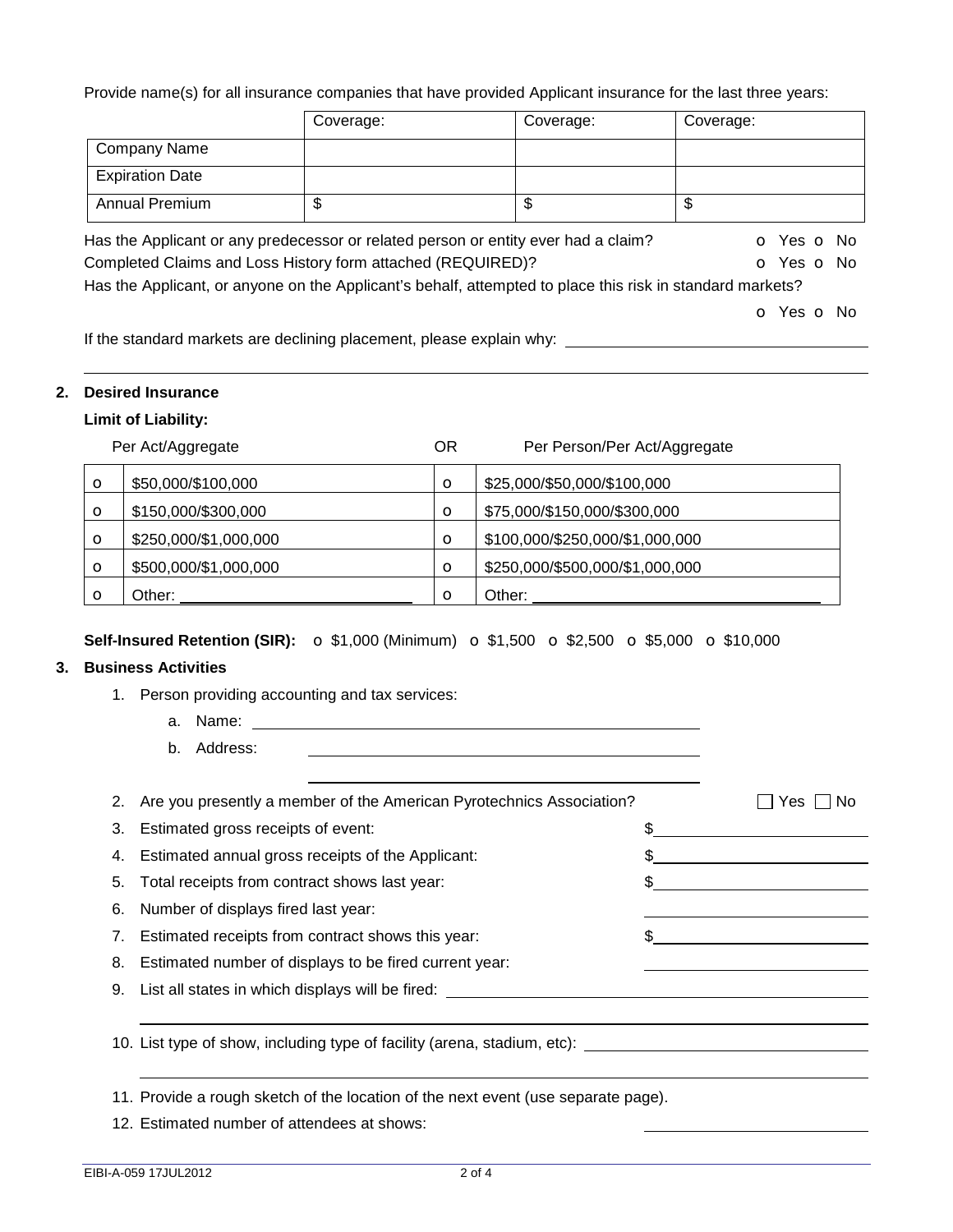Provide name(s) for all insurance companies that have provided Applicant insurance for the last three years:

| | Coverage: | Coverage: | Coverage: |
|---|---|---|---|
| Company Name | | | |
| Expiration Date | | | |
| Annual Premium | $ | $ | $ |

Has the Applicant or any predecessor or related person or entity ever had a claim? o Yes o No

Completed Claims and Loss History form attached (REQUIRED)? o Yes o No

Has the Applicant, or anyone on the Applicant's behalf, attempted to place this risk in standard markets? o Yes o No

If the standard markets are declining placement, please explain why: ______________________________

______________________________________________________________________

## 2. Desired Insurance

**Limit of Liability:**

| | Per Act/Aggregate | OR | Per Person/Per Act/Aggregate |
|---|---|---|---|
| o | $50,000/$100,000 | o | $25,000/$50,000/$100,000 |
| o | $150,000/$300,000 | o | $75,000/$150,000/$300,000 |
| o | $250,000/$1,000,000 | o | $100,000/$250,000/$1,000,000 |
| o | $500,000/$1,000,000 | o | $250,000/$500,000/$1,000,000 |
| o | Other: ______________ | o | Other: ______________ |

**Self-Insured Retention (SIR):** o $1,000 (Minimum) o $1,500 o $2,500 o $5,000 o $10,000

## 3. Business Activities

1. Person providing accounting and tax services:
   a. Name: ______________________________
   b. Address: ______________________________
   ______________________________
2. Are you presently a member of the American Pyrotechnics Association? ☐ Yes ☐ No
3. Estimated gross receipts of event: $______________
4. Estimated annual gross receipts of the Applicant: $______________
5. Total receipts from contract shows last year: $______________
6. Number of displays fired last year: ______________
7. Estimated receipts from contract shows this year: $______________
8. Estimated number of displays to be fired current year: ______________
9. List all states in which displays will be fired: ______________________________
   ______________________________________________________________________
10. List type of show, including type of facility (arena, stadium, etc): ______________________________
    ______________________________________________________________________
11. Provide a rough sketch of the location of the next event (use separate page).
12. Estimated number of attendees at shows: ______________

EIBI-A-059 17JUL2012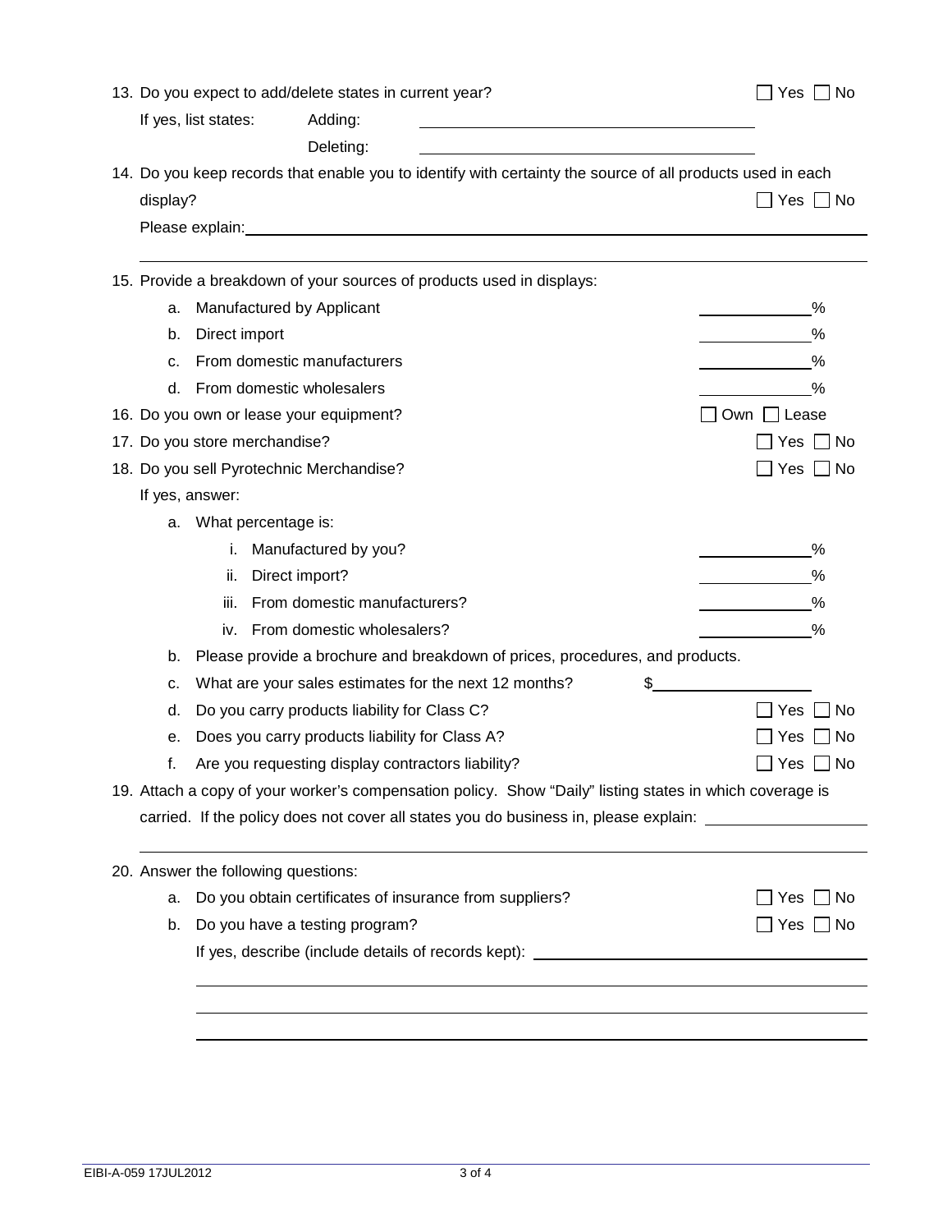13. Do you expect to add/delete states in current year? ☐ Yes ☐ No

    If yes, list states: Adding: \_\_\_\_\_\_\_\_\_\_\_\_\_\_\_\_\_\_\_\_

    Deleting: \_\_\_\_\_\_\_\_\_\_\_\_\_\_\_\_\_\_\_\_

14. Do you keep records that enable you to identify with certainty the source of all products used in each display? ☐ Yes ☐ No

    Please explain: \_\_\_\_\_\_\_\_\_\_\_\_\_\_\_\_\_\_\_\_

15. Provide a breakdown of your sources of products used in displays:

    a. Manufactured by Applicant \_\_\_\_\_\_\_\_%
    
    b. Direct import \_\_\_\_\_\_\_\_%
    
    c. From domestic manufacturers \_\_\_\_\_\_\_\_%
    
    d. From domestic wholesalers \_\_\_\_\_\_\_\_%

16. Do you own or lease your equipment? ☐ Own ☐ Lease

17. Do you store merchandise? ☐ Yes ☐ No

18. Do you sell Pyrotechnic Merchandise? ☐ Yes ☐ No

    If yes, answer:

    a. What percentage is:
    
       i. Manufactured by you? \_\_\_\_\_\_\_\_%
       
       ii. Direct import? \_\_\_\_\_\_\_\_%
       
       iii. From domestic manufacturers? \_\_\_\_\_\_\_\_%
       
       iv. From domestic wholesalers? \_\_\_\_\_\_\_\_%
       
    b. Please provide a brochure and breakdown of prices, procedures, and products.
    
    c. What are your sales estimates for the next 12 months? $\_\_\_\_\_\_\_\_
    
    d. Do you carry products liability for Class C? ☐ Yes ☐ No
    
    e. Does you carry products liability for Class A? ☐ Yes ☐ No
    
    f. Are you requesting display contractors liability? ☐ Yes ☐ No

19. Attach a copy of your worker's compensation policy. Show "Daily" listing states in which coverage is carried. If the policy does not cover all states you do business in, please explain: \_\_\_\_\_\_\_\_\_\_\_\_\_\_\_\_\_\_\_\_

20. Answer the following questions:

    a. Do you obtain certificates of insurance from suppliers? ☐ Yes ☐ No
    
    b. Do you have a testing program? ☐ Yes ☐ No
    
       If yes, describe (include details of records kept): \_\_\_\_\_\_\_\_\_\_\_\_\_\_\_\_\_\_\_\_

EIBI-A-059 17JUL2012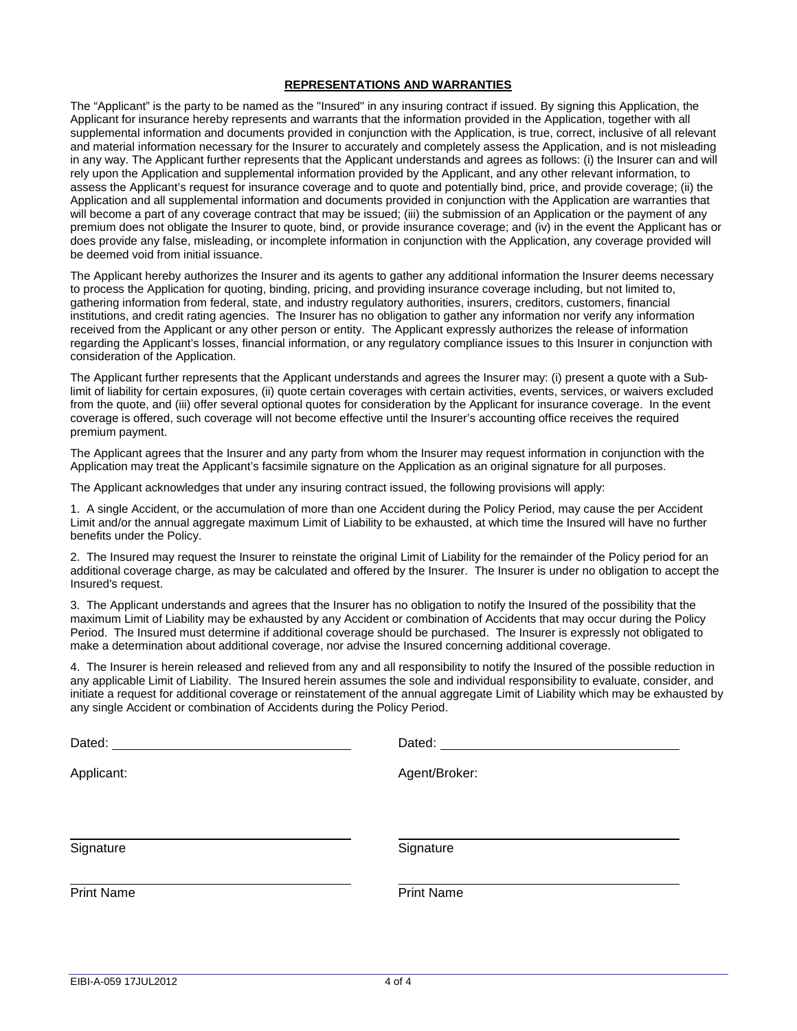## REPRESENTATIONS AND WARRANTIES

The "Applicant" is the party to be named as the "Insured" in any insuring contract if issued. By signing this Application, the Applicant for insurance hereby represents and warrants that the information provided in the Application, together with all supplemental information and documents provided in conjunction with the Application, is true, correct, inclusive of all relevant and material information necessary for the Insurer to accurately and completely assess the Application, and is not misleading in any way. The Applicant further represents that the Applicant understands and agrees as follows: (i) the Insurer can and will rely upon the Application and supplemental information provided by the Applicant, and any other relevant information, to assess the Applicant's request for insurance coverage and to quote and potentially bind, price, and provide coverage; (ii) the Application and all supplemental information and documents provided in conjunction with the Application are warranties that will become a part of any coverage contract that may be issued; (iii) the submission of an Application or the payment of any premium does not obligate the Insurer to quote, bind, or provide insurance coverage; and (iv) in the event the Applicant has or does provide any false, misleading, or incomplete information in conjunction with the Application, any coverage provided will be deemed void from initial issuance.

The Applicant hereby authorizes the Insurer and its agents to gather any additional information the Insurer deems necessary to process the Application for quoting, binding, pricing, and providing insurance coverage including, but not limited to, gathering information from federal, state, and industry regulatory authorities, insurers, creditors, customers, financial institutions, and credit rating agencies. The Insurer has no obligation to gather any information nor verify any information received from the Applicant or any other person or entity. The Applicant expressly authorizes the release of information regarding the Applicant's losses, financial information, or any regulatory compliance issues to this Insurer in conjunction with consideration of the Application.

The Applicant further represents that the Applicant understands and agrees the Insurer may: (i) present a quote with a Sub-limit of liability for certain exposures, (ii) quote certain coverages with certain activities, events, services, or waivers excluded from the quote, and (iii) offer several optional quotes for consideration by the Applicant for insurance coverage. In the event coverage is offered, such coverage will not become effective until the Insurer's accounting office receives the required premium payment.

The Applicant agrees that the Insurer and any party from whom the Insurer may request information in conjunction with the Application may treat the Applicant's facsimile signature on the Application as an original signature for all purposes.

The Applicant acknowledges that under any insuring contract issued, the following provisions will apply:

1. A single Accident, or the accumulation of more than one Accident during the Policy Period, may cause the per Accident Limit and/or the annual aggregate maximum Limit of Liability to be exhausted, at which time the Insured will have no further benefits under the Policy.

2. The Insured may request the Insurer to reinstate the original Limit of Liability for the remainder of the Policy period for an additional coverage charge, as may be calculated and offered by the Insurer. The Insurer is under no obligation to accept the Insured's request.

3. The Applicant understands and agrees that the Insurer has no obligation to notify the Insured of the possibility that the maximum Limit of Liability may be exhausted by any Accident or combination of Accidents that may occur during the Policy Period. The Insured must determine if additional coverage should be purchased. The Insurer is expressly not obligated to make a determination about additional coverage, nor advise the Insured concerning additional coverage.

4. The Insurer is herein released and relieved from any and all responsibility to notify the Insured of the possible reduction in any applicable Limit of Liability. The Insured herein assumes the sole and individual responsibility to evaluate, consider, and initiate a request for additional coverage or reinstatement of the annual aggregate Limit of Liability which may be exhausted by any single Accident or combination of Accidents during the Policy Period.

Dated: ______________________________

Applicant:

______________________________
Signature

______________________________
Print Name

Dated: ______________________________

Agent/Broker:

______________________________
Signature

______________________________
Print Name

EIBI-A-059 17JUL2012